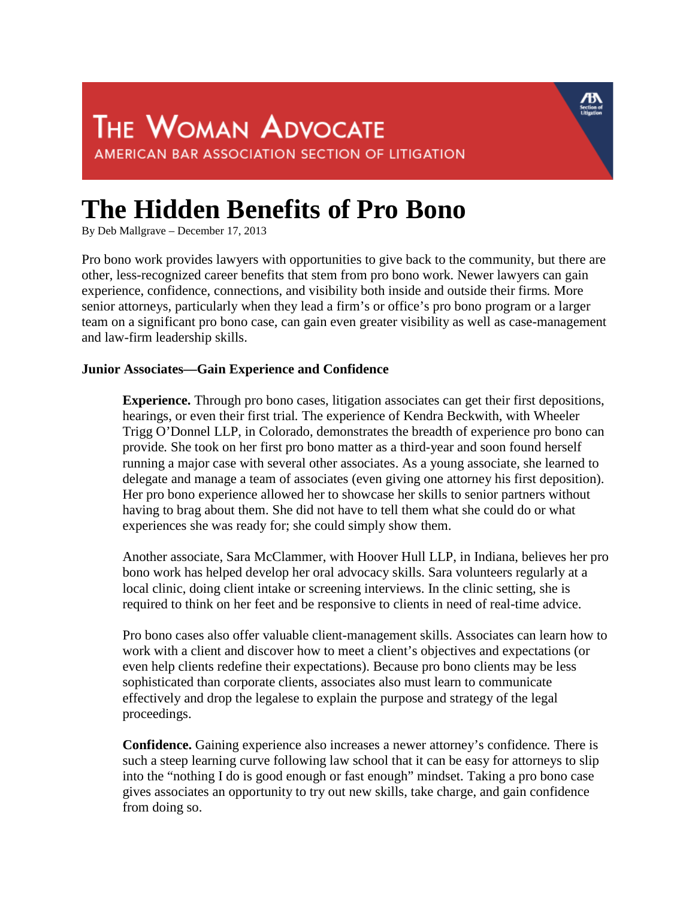# The Woman Advocate

AMERICAN BAR ASSOCIATION SECTION OF LITIGATION

# The Hidden Benefits of Pro Bono

By Deb Mallgrave – December 17, 2013

Pro bono work provides lawyers with opportunities to give back to the community, but there are other, less-recognized career benefits that stem from pro bono work. Newer lawyers can gain experience, confidence, connections, and visibility both inside and outside their firms. More senior attorneys, particularly when they lead a firm's or office's pro bono program or a larger team on a significant pro bono case, can gain even greater visibility as well as case-management and law-firm leadership skills.

**Junior Associates—Gain Experience and Confidence**

> **Experience.** Through pro bono cases, litigation associates can get their first depositions, hearings, or even their first trial. The experience of Kendra Beckwith, with Wheeler Trigg O'Donnel LLP, in Colorado, demonstrates the breadth of experience pro bono can provide. She took on her first pro bono matter as a third-year and soon found herself running a major case with several other associates. As a young associate, she learned to delegate and manage a team of associates (even giving one attorney his first deposition). Her pro bono experience allowed her to showcase her skills to senior partners without having to brag about them. She did not have to tell them what she could do or what experiences she was ready for; she could simply show them.
>
> Another associate, Sara McClammer, with Hoover Hull LLP, in Indiana, believes her pro bono work has helped develop her oral advocacy skills. Sara volunteers regularly at a local clinic, doing client intake or screening interviews. In the clinic setting, she is required to think on her feet and be responsive to clients in need of real-time advice.
>
> Pro bono cases also offer valuable client-management skills. Associates can learn how to work with a client and discover how to meet a client's objectives and expectations (or even help clients redefine their expectations). Because pro bono clients may be less sophisticated than corporate clients, associates also must learn to communicate effectively and drop the legalese to explain the purpose and strategy of the legal proceedings.
>
> **Confidence.** Gaining experience also increases a newer attorney's confidence. There is such a steep learning curve following law school that it can be easy for attorneys to slip into the "nothing I do is good enough or fast enough" mindset. Taking a pro bono case gives associates an opportunity to try out new skills, take charge, and gain confidence from doing so.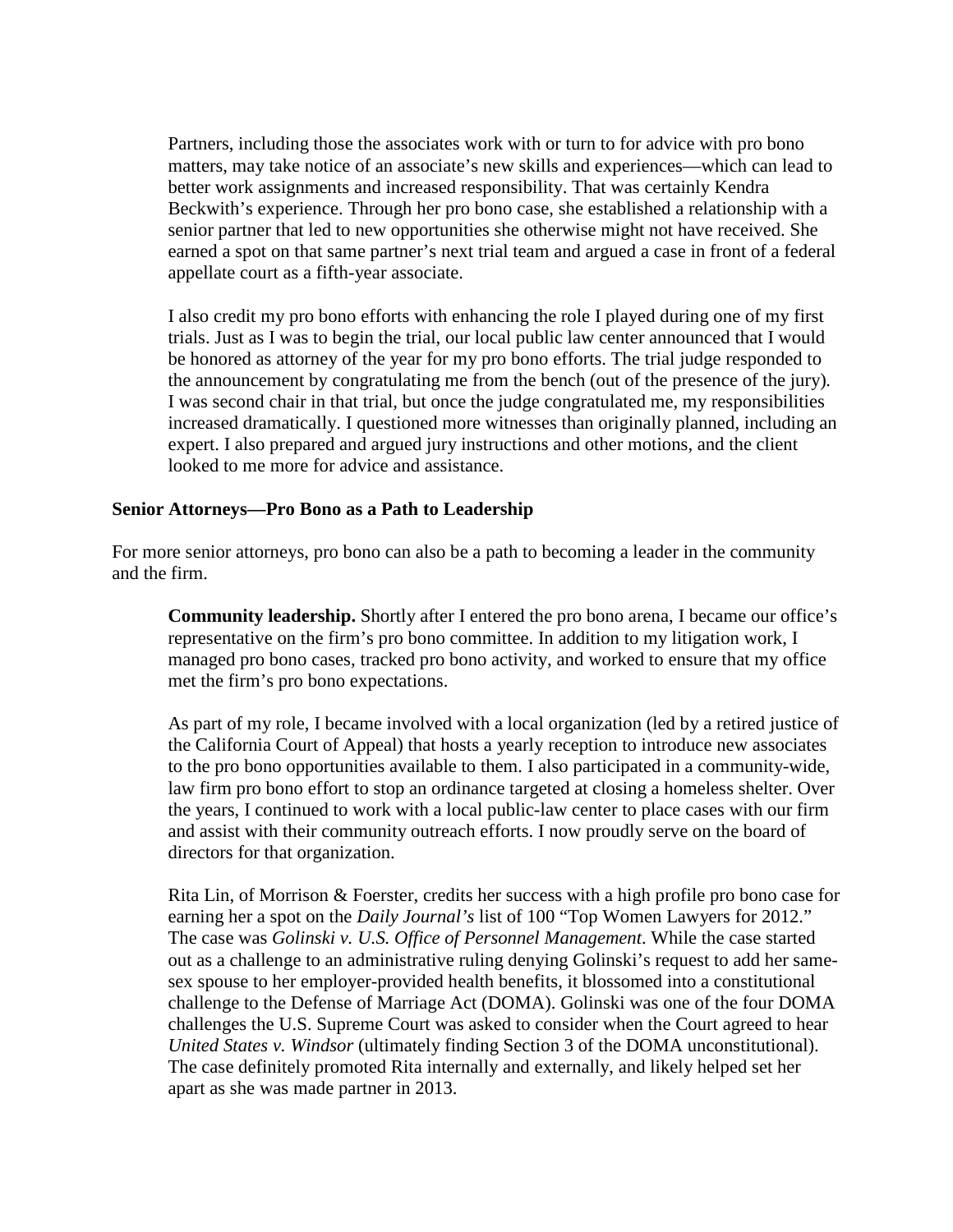Partners, including those the associates work with or turn to for advice with pro bono matters, may take notice of an associate's new skills and experiences—which can lead to better work assignments and increased responsibility. That was certainly Kendra Beckwith's experience. Through her pro bono case, she established a relationship with a senior partner that led to new opportunities she otherwise might not have received. She earned a spot on that same partner's next trial team and argued a case in front of a federal appellate court as a fifth-year associate.

I also credit my pro bono efforts with enhancing the role I played during one of my first trials. Just as I was to begin the trial, our local public law center announced that I would be honored as attorney of the year for my pro bono efforts. The trial judge responded to the announcement by congratulating me from the bench (out of the presence of the jury). I was second chair in that trial, but once the judge congratulated me, my responsibilities increased dramatically. I questioned more witnesses than originally planned, including an expert. I also prepared and argued jury instructions and other motions, and the client looked to me more for advice and assistance.

**Senior Attorneys—Pro Bono as a Path to Leadership**

For more senior attorneys, pro bono can also be a path to becoming a leader in the community and the firm.

**Community leadership.** Shortly after I entered the pro bono arena, I became our office's representative on the firm's pro bono committee. In addition to my litigation work, I managed pro bono cases, tracked pro bono activity, and worked to ensure that my office met the firm's pro bono expectations.

As part of my role, I became involved with a local organization (led by a retired justice of the California Court of Appeal) that hosts a yearly reception to introduce new associates to the pro bono opportunities available to them. I also participated in a community-wide, law firm pro bono effort to stop an ordinance targeted at closing a homeless shelter. Over the years, I continued to work with a local public-law center to place cases with our firm and assist with their community outreach efforts. I now proudly serve on the board of directors for that organization.

Rita Lin, of Morrison & Foerster, credits her success with a high profile pro bono case for earning her a spot on the *Daily Journal's* list of 100 "Top Women Lawyers for 2012." The case was *Golinski v. U.S. Office of Personnel Management*. While the case started out as a challenge to an administrative ruling denying Golinski's request to add her same-sex spouse to her employer-provided health benefits, it blossomed into a constitutional challenge to the Defense of Marriage Act (DOMA). Golinski was one of the four DOMA challenges the U.S. Supreme Court was asked to consider when the Court agreed to hear *United States v. Windsor* (ultimately finding Section 3 of the DOMA unconstitutional). The case definitely promoted Rita internally and externally, and likely helped set her apart as she was made partner in 2013.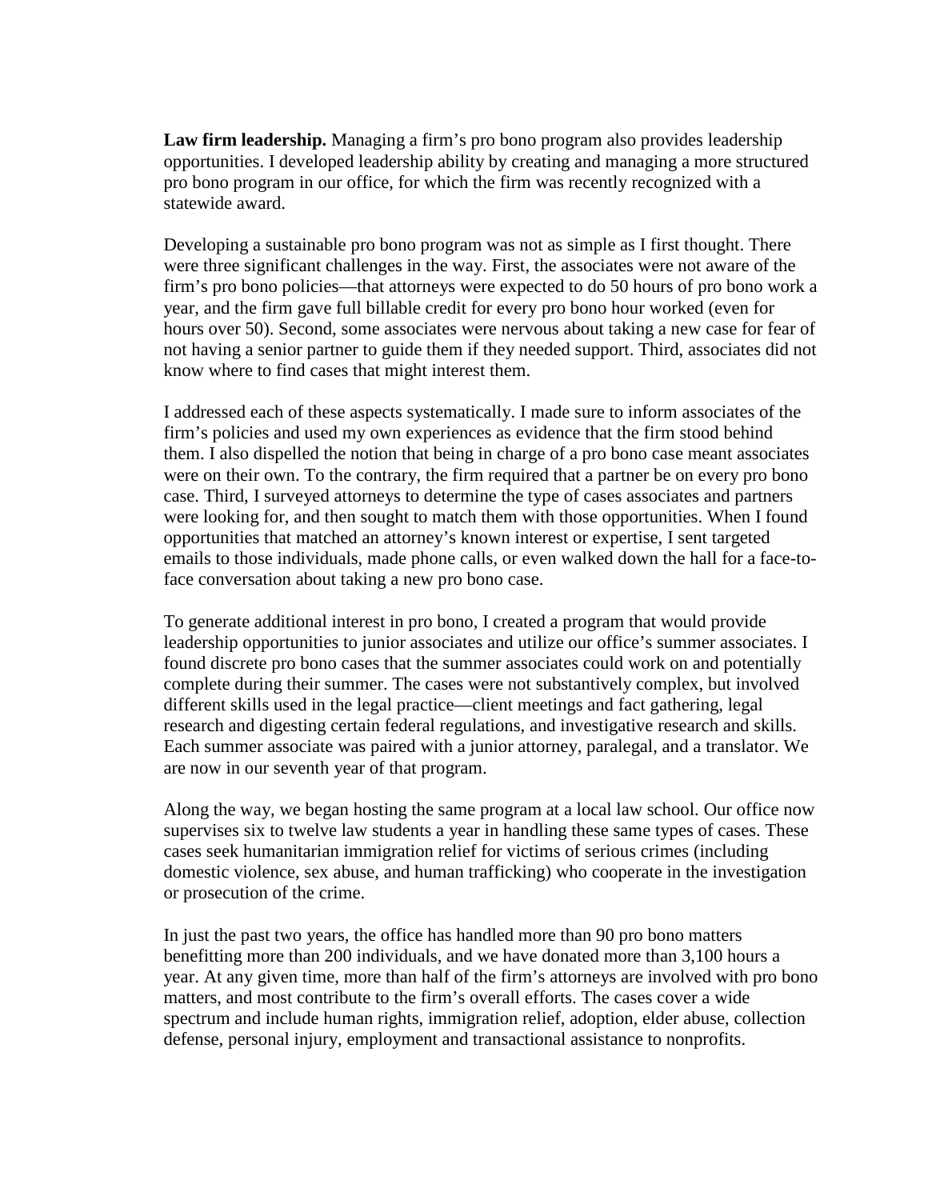**Law firm leadership.** Managing a firm's pro bono program also provides leadership opportunities. I developed leadership ability by creating and managing a more structured pro bono program in our office, for which the firm was recently recognized with a statewide award.

Developing a sustainable pro bono program was not as simple as I first thought. There were three significant challenges in the way. First, the associates were not aware of the firm's pro bono policies—that attorneys were expected to do 50 hours of pro bono work a year, and the firm gave full billable credit for every pro bono hour worked (even for hours over 50). Second, some associates were nervous about taking a new case for fear of not having a senior partner to guide them if they needed support. Third, associates did not know where to find cases that might interest them.

I addressed each of these aspects systematically. I made sure to inform associates of the firm's policies and used my own experiences as evidence that the firm stood behind them. I also dispelled the notion that being in charge of a pro bono case meant associates were on their own. To the contrary, the firm required that a partner be on every pro bono case. Third, I surveyed attorneys to determine the type of cases associates and partners were looking for, and then sought to match them with those opportunities. When I found opportunities that matched an attorney's known interest or expertise, I sent targeted emails to those individuals, made phone calls, or even walked down the hall for a face-to-face conversation about taking a new pro bono case.

To generate additional interest in pro bono, I created a program that would provide leadership opportunities to junior associates and utilize our office's summer associates. I found discrete pro bono cases that the summer associates could work on and potentially complete during their summer. The cases were not substantively complex, but involved different skills used in the legal practice—client meetings and fact gathering, legal research and digesting certain federal regulations, and investigative research and skills. Each summer associate was paired with a junior attorney, paralegal, and a translator. We are now in our seventh year of that program.

Along the way, we began hosting the same program at a local law school. Our office now supervises six to twelve law students a year in handling these same types of cases. These cases seek humanitarian immigration relief for victims of serious crimes (including domestic violence, sex abuse, and human trafficking) who cooperate in the investigation or prosecution of the crime.

In just the past two years, the office has handled more than 90 pro bono matters benefitting more than 200 individuals, and we have donated more than 3,100 hours a year. At any given time, more than half of the firm's attorneys are involved with pro bono matters, and most contribute to the firm's overall efforts. The cases cover a wide spectrum and include human rights, immigration relief, adoption, elder abuse, collection defense, personal injury, employment and transactional assistance to nonprofits.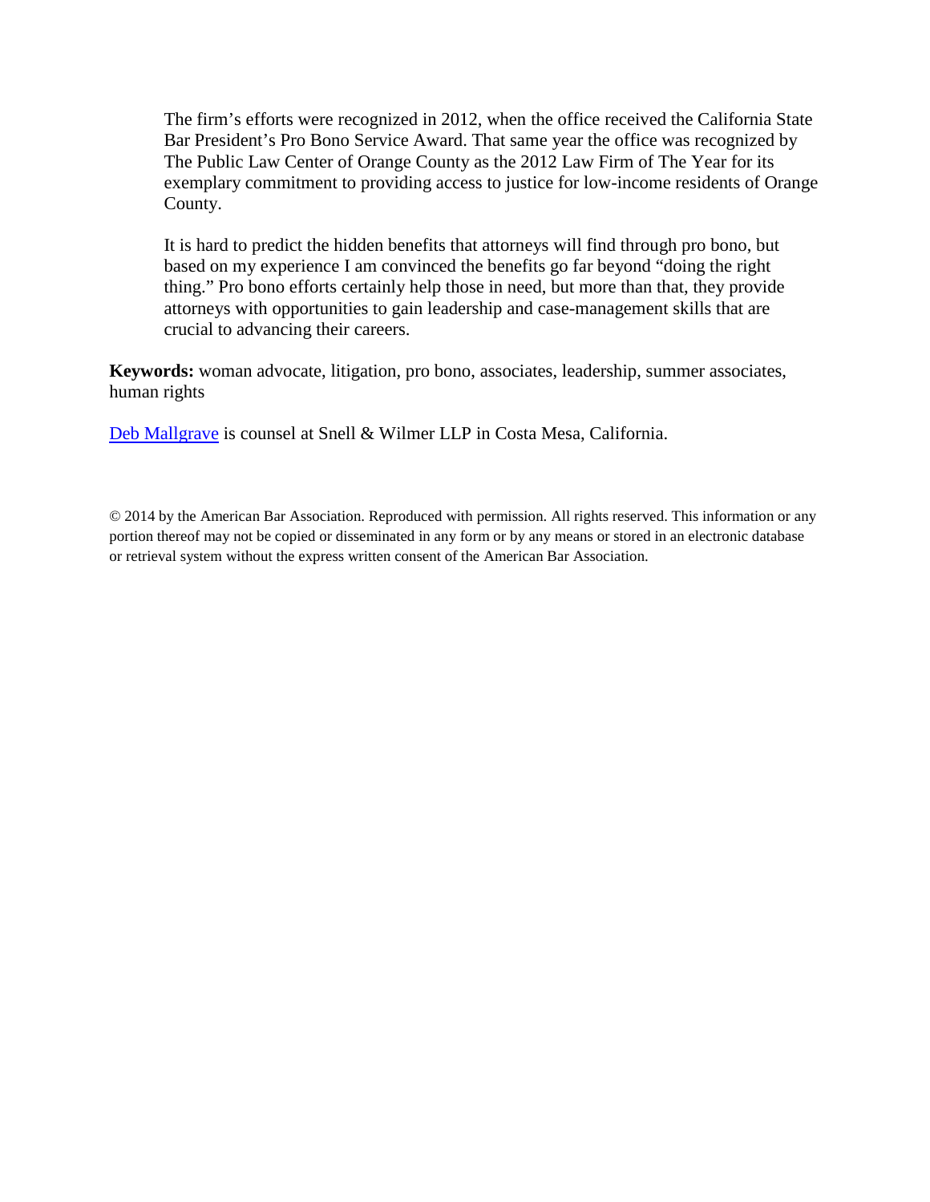The firm's efforts were recognized in 2012, when the office received the California State Bar President's Pro Bono Service Award. That same year the office was recognized by The Public Law Center of Orange County as the 2012 Law Firm of The Year for its exemplary commitment to providing access to justice for low-income residents of Orange County.

It is hard to predict the hidden benefits that attorneys will find through pro bono, but based on my experience I am convinced the benefits go far beyond "doing the right thing." Pro bono efforts certainly help those in need, but more than that, they provide attorneys with opportunities to gain leadership and case-management skills that are crucial to advancing their careers.

**Keywords:** woman advocate, litigation, pro bono, associates, leadership, summer associates, human rights

Deb Mallgrave is counsel at Snell & Wilmer LLP in Costa Mesa, California.

© 2014 by the American Bar Association. Reproduced with permission. All rights reserved. This information or any portion thereof may not be copied or disseminated in any form or by any means or stored in an electronic database or retrieval system without the express written consent of the American Bar Association.